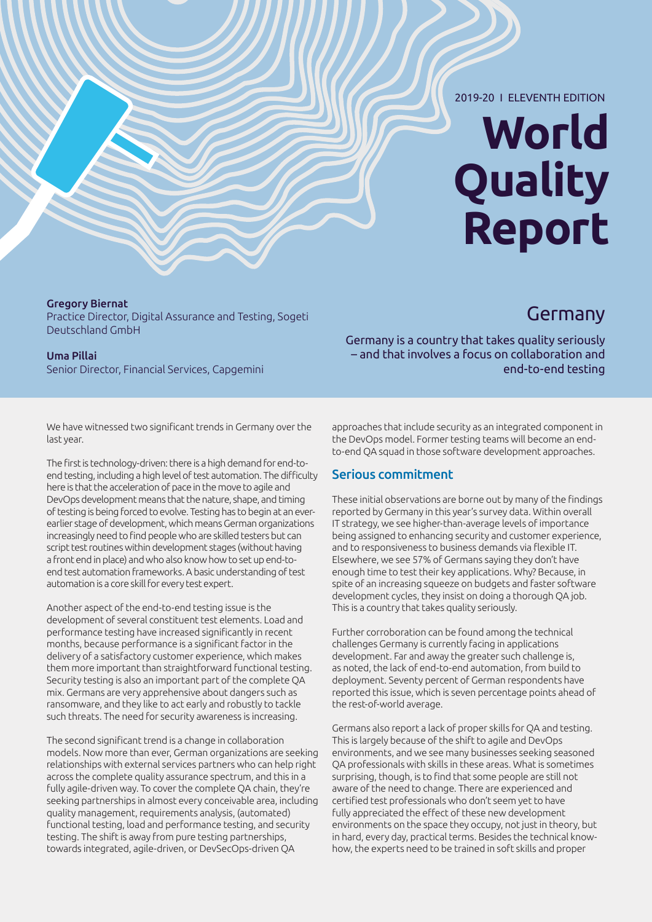2019-20 I ELEVENTH EDITION

# World Quality Report

# Germany

**Gregory Biernat**
Practice Director, Digital Assurance and Testing, Sogeti Deutschland GmbH

**Uma Pillai**
Senior Director, Financial Services, Capgemini

Germany is a country that takes quality seriously – and that involves a focus on collaboration and end-to-end testing

We have witnessed two significant trends in Germany over the last year.

The first is technology-driven: there is a high demand for end-to-end testing, including a high level of test automation. The difficulty here is that the acceleration of pace in the move to agile and DevOps development means that the nature, shape, and timing of testing is being forced to evolve. Testing has to begin at an ever-earlier stage of development, which means German organizations increasingly need to find people who are skilled testers but can script test routines within development stages (without having a front end in place) and who also know how to set up end-to-end test automation frameworks. A basic understanding of test automation is a core skill for every test expert.

Another aspect of the end-to-end testing issue is the development of several constituent test elements. Load and performance testing have increased significantly in recent months, because performance is a significant factor in the delivery of a satisfactory customer experience, which makes them more important than straightforward functional testing. Security testing is also an important part of the complete QA mix. Germans are very apprehensive about dangers such as ransomware, and they like to act early and robustly to tackle such threats. The need for security awareness is increasing.

The second significant trend is a change in collaboration models. Now more than ever, German organizations are seeking relationships with external services partners who can help right across the complete quality assurance spectrum, and this in a fully agile-driven way. To cover the complete QA chain, they're seeking partnerships in almost every conceivable area, including quality management, requirements analysis, (automated) functional testing, load and performance testing, and security testing. The shift is away from pure testing partnerships, towards integrated, agile-driven, or DevSecOps-driven QA approaches that include security as an integrated component in the DevOps model. Former testing teams will become an end-to-end QA squad in those software development approaches.

## Serious commitment

These initial observations are borne out by many of the findings reported by Germany in this year's survey data. Within overall IT strategy, we see higher-than-average levels of importance being assigned to enhancing security and customer experience, and to responsiveness to business demands via flexible IT. Elsewhere, we see 57% of Germans saying they don't have enough time to test their key applications. Why? Because, in spite of an increasing squeeze on budgets and faster software development cycles, they insist on doing a thorough QA job. This is a country that takes quality seriously.

Further corroboration can be found among the technical challenges Germany is currently facing in applications development. Far and away the greater such challenge is, as noted, the lack of end-to-end automation, from build to deployment. Seventy percent of German respondents have reported this issue, which is seven percentage points ahead of the rest-of-world average.

Germans also report a lack of proper skills for QA and testing. This is largely because of the shift to agile and DevOps environments, and we see many businesses seeking seasoned QA professionals with skills in these areas. What is sometimes surprising, though, is to find that some people are still not aware of the need to change. There are experienced and certified test professionals who don't seem yet to have fully appreciated the effect of these new development environments on the space they occupy, not just in theory, but in hard, every day, practical terms. Besides the technical know-how, the experts need to be trained in soft skills and proper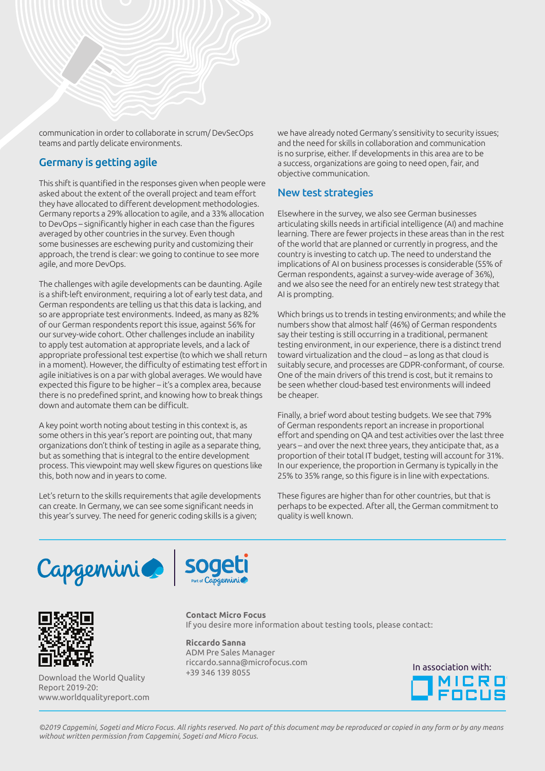communication in order to collaborate in scrum/ DevSecOps teams and partly delicate environments.

## Germany is getting agile

This shift is quantified in the responses given when people were asked about the extent of the overall project and team effort they have allocated to different development methodologies. Germany reports a 29% allocation to agile, and a 33% allocation to DevOps – significantly higher in each case than the figures averaged by other countries in the survey. Even though some businesses are eschewing purity and customizing their approach, the trend is clear: we going to continue to see more agile, and more DevOps.

The challenges with agile developments can be daunting. Agile is a shift-left environment, requiring a lot of early test data, and German respondents are telling us that this data is lacking, and so are appropriate test environments. Indeed, as many as 82% of our German respondents report this issue, against 56% for our survey-wide cohort. Other challenges include an inability to apply test automation at appropriate levels, and a lack of appropriate professional test expertise (to which we shall return in a moment). However, the difficulty of estimating test effort in agile initiatives is on a par with global averages. We would have expected this figure to be higher – it's a complex area, because there is no predefined sprint, and knowing how to break things down and automate them can be difficult.

A key point worth noting about testing in this context is, as some others in this year's report are pointing out, that many organizations don't think of testing in agile as a separate thing, but as something that is integral to the entire development process. This viewpoint may well skew figures on questions like this, both now and in years to come.

Let's return to the skills requirements that agile developments can create. In Germany, we can see some significant needs in this year's survey. The need for generic coding skills is a given; we have already noted Germany's sensitivity to security issues; and the need for skills in collaboration and communication is no surprise, either. If developments in this area are to be a success, organizations are going to need open, fair, and objective communication.

## New test strategies

Elsewhere in the survey, we also see German businesses articulating skills needs in artificial intelligence (AI) and machine learning. There are fewer projects in these areas than in the rest of the world that are planned or currently in progress, and the country is investing to catch up. The need to understand the implications of AI on business processes is considerable (55% of German respondents, against a survey-wide average of 36%), and we also see the need for an entirely new test strategy that AI is prompting.

Which brings us to trends in testing environments; and while the numbers show that almost half (46%) of German respondents say their testing is still occurring in a traditional, permanent testing environment, in our experience, there is a distinct trend toward virtualization and the cloud – as long as that cloud is suitably secure, and processes are GDPR-conformant, of course. One of the main drivers of this trend is cost, but it remains to be seen whether cloud-based test environments will indeed be cheaper.

Finally, a brief word about testing budgets. We see that 79% of German respondents report an increase in proportional effort and spending on QA and test activities over the last three years – and over the next three years, they anticipate that, as a proportion of their total IT budget, testing will account for 31%. In our experience, the proportion in Germany is typically in the 25% to 35% range, so this figure is in line with expectations.

These figures are higher than for other countries, but that is perhaps to be expected. After all, the German commitment to quality is well known.

Capgemini | sogeti Part of Capgemini

Download the World Quality Report 2019-20: www.worldqualityreport.com

**Contact Micro Focus**
If you desire more information about testing tools, please contact:

**Riccardo Sanna**
ADM Pre Sales Manager
riccardo.sanna@microfocus.com
+39 346 139 8055

In association with: MICRO FOCUS

*©2019 Capgemini, Sogeti and Micro Focus. All rights reserved. No part of this document may be reproduced or copied in any form or by any means without written permission from Capgemini, Sogeti and Micro Focus.*